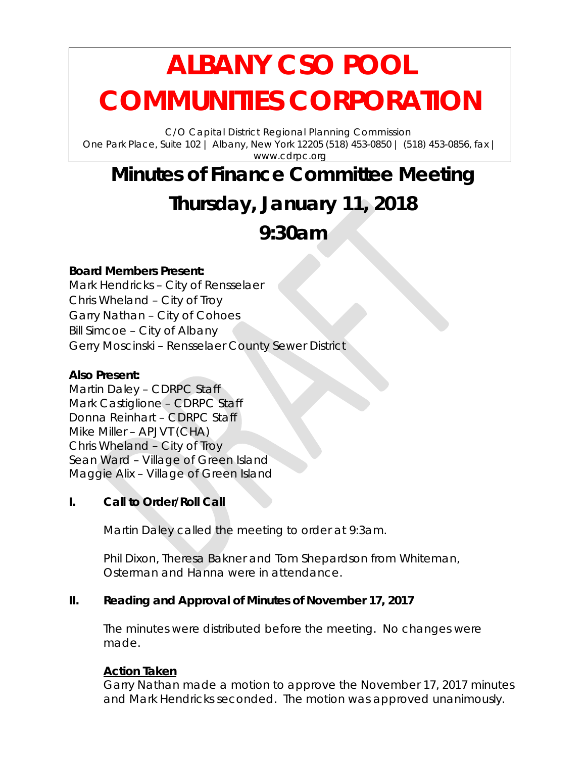# ALBANY CSO POOL COMMUNITIES CORPORATION

C/O Capital District Regional Planning Commission
One Park Place, Suite 102 | Albany, New York 12205 (518) 453-0850 | (518) 453-0856, fax | www.cdrpc.org

# Minutes of Finance Committee Meeting

# Thursday, January 11, 2018

# 9:30am

**Board Members Present:**
Mark Hendricks – City of Rensselaer
Chris Wheland – City of Troy
Garry Nathan – City of Cohoes
Bill Simcoe – City of Albany
Gerry Moscinski – Rensselaer County Sewer District

**Also Present:**
Martin Daley – CDRPC Staff
Mark Castiglione – CDRPC Staff
Donna Reinhart – CDRPC Staff
Mike Miller – APJVT (CHA)
Chris Wheland – City of Troy
Sean Ward – Village of Green Island
Maggie Alix – Village of Green Island

## I. Call to Order/Roll Call

Martin Daley called the meeting to order at 9:3am.

Phil Dixon, Theresa Bakner and Tom Shepardson from Whiteman, Osterman and Hanna were in attendance.

## II. Reading and Approval of Minutes of November 17, 2017

The minutes were distributed before the meeting. No changes were made.

**Action Taken**
Garry Nathan made a motion to approve the November 17, 2017 minutes and Mark Hendricks seconded. The motion was approved unanimously.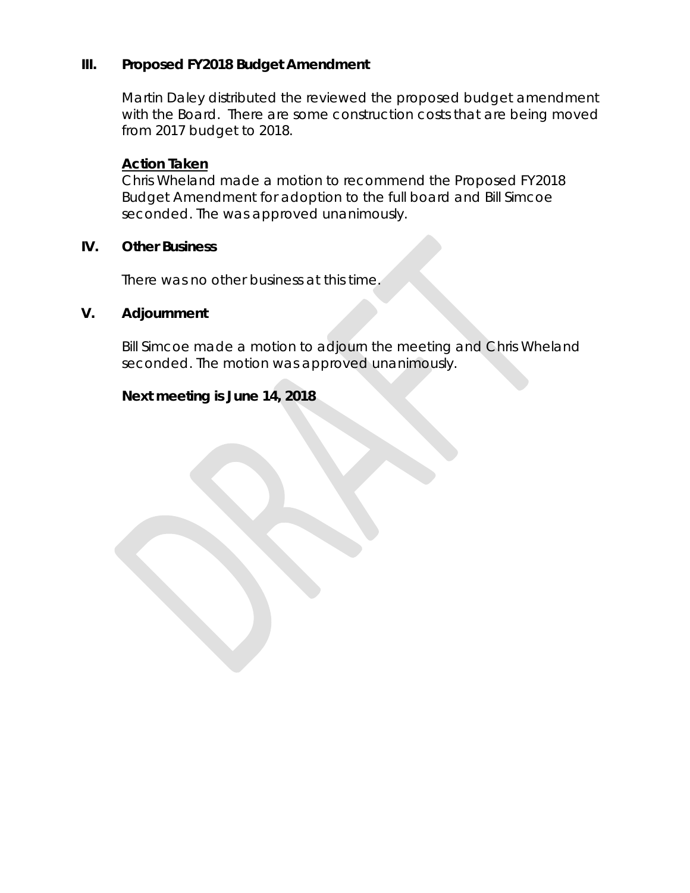## III. Proposed FY2018 Budget Amendment

Martin Daley distributed the reviewed the proposed budget amendment with the Board. There are some construction costs that are being moved from 2017 budget to 2018.

**Action Taken**

Chris Wheland made a motion to recommend the Proposed FY2018 Budget Amendment for adoption to the full board and Bill Simcoe seconded. The was approved unanimously.

## IV. Other Business

There was no other business at this time.

## V. Adjournment

Bill Simcoe made a motion to adjourn the meeting and Chris Wheland seconded. The motion was approved unanimously.

**Next meeting is June 14, 2018**